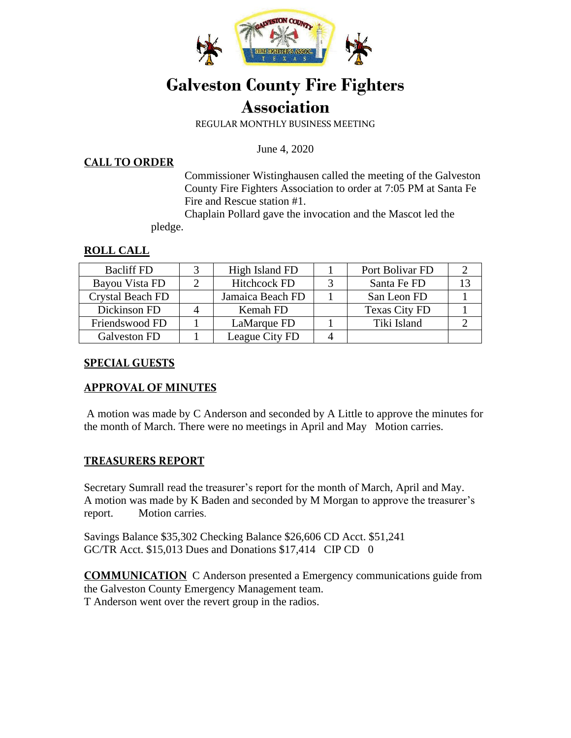# Galveston County Fire Fighters Association

REGULAR MONTHLY BUSINESS MEETING

June 4, 2020

## CALL TO ORDER

Commissioner Wistinghausen called the meeting of the Galveston County Fire Fighters Association to order at 7:05 PM at Santa Fe Fire and Rescue station #1.

Chaplain Pollard gave the invocation and the Mascot led the pledge.

## ROLL CALL

| | | | | | |
|---|---|---|---|---|---|
| Bacliff FD | 3 | High Island FD | 1 | Port Bolivar FD | 2 |
| Bayou Vista FD | 2 | Hitchcock FD | 3 | Santa Fe FD | 13 |
| Crystal Beach FD | | Jamaica Beach FD | 1 | San Leon FD | 1 |
| Dickinson FD | 4 | Kemah FD | | Texas City FD | 1 |
| Friendswood FD | 1 | LaMarque FD | 1 | Tiki Island | 2 |
| Galveston FD | 1 | League City FD | 4 | | |

## SPECIAL GUESTS

## APPROVAL OF MINUTES

A motion was made by C Anderson and seconded by A Little to approve the minutes for the month of March. There were no meetings in April and May Motion carries.

## TREASURERS REPORT

Secretary Sumrall read the treasurer's report for the month of March, April and May. A motion was made by K Baden and seconded by M Morgan to approve the treasurer's report. Motion carries.

Savings Balance $35,302 Checking Balance $26,606 CD Acct. $51,241
GC/TR Acct. $15,013 Dues and Donations $17,414 CIP CD 0

**COMMUNICATION** C Anderson presented a Emergency communications guide from the Galveston County Emergency Management team.
T Anderson went over the revert group in the radios.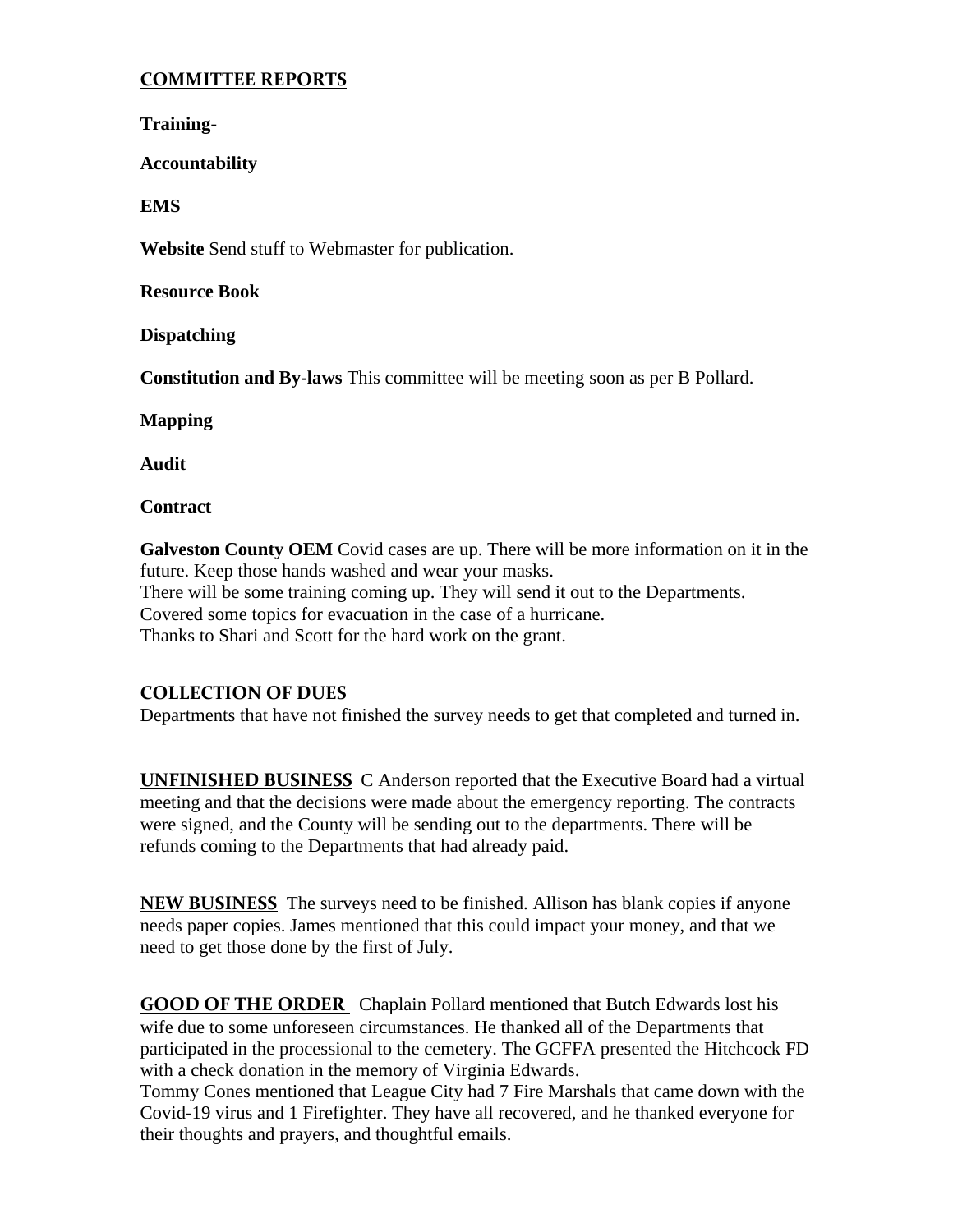## COMMITTEE REPORTS

**Training-**

**Accountability**

**EMS**

**Website** Send stuff to Webmaster for publication.

**Resource Book**

**Dispatching**

**Constitution and By-laws** This committee will be meeting soon as per B Pollard.

**Mapping**

**Audit**

**Contract**

**Galveston County OEM** Covid cases are up. There will be more information on it in the future. Keep those hands washed and wear your masks.
There will be some training coming up. They will send it out to the Departments.
Covered some topics for evacuation in the case of a hurricane.
Thanks to Shari and Scott for the hard work on the grant.

## COLLECTION OF DUES

Departments that have not finished the survey needs to get that completed and turned in.

**UNFINISHED BUSINESS** C Anderson reported that the Executive Board had a virtual meeting and that the decisions were made about the emergency reporting. The contracts were signed, and the County will be sending out to the departments. There will be refunds coming to the Departments that had already paid.

**NEW BUSINESS** The surveys need to be finished. Allison has blank copies if anyone needs paper copies. James mentioned that this could impact your money, and that we need to get those done by the first of July.

**GOOD OF THE ORDER** Chaplain Pollard mentioned that Butch Edwards lost his wife due to some unforeseen circumstances. He thanked all of the Departments that participated in the processional to the cemetery. The GCFFA presented the Hitchcock FD with a check donation in the memory of Virginia Edwards.
Tommy Cones mentioned that League City had 7 Fire Marshals that came down with the Covid-19 virus and 1 Firefighter. They have all recovered, and he thanked everyone for their thoughts and prayers, and thoughtful emails.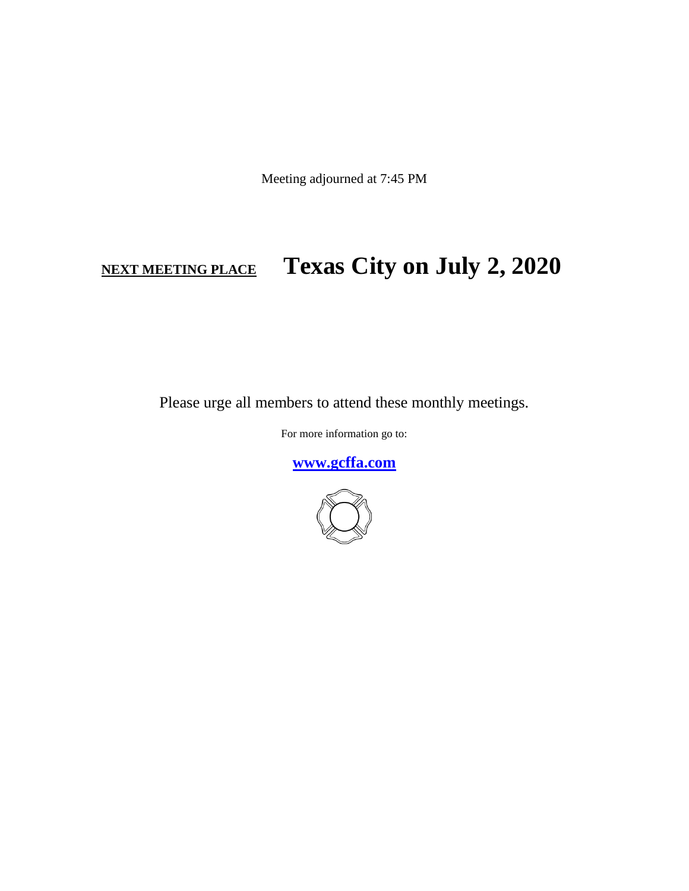Meeting adjourned at 7:45 PM

**NEXT MEETING PLACE** **Texas City on July 2, 2020**

Please urge all members to attend these monthly meetings.

For more information go to:

**[www.gcffa.com](http://www.gcffa.com)**